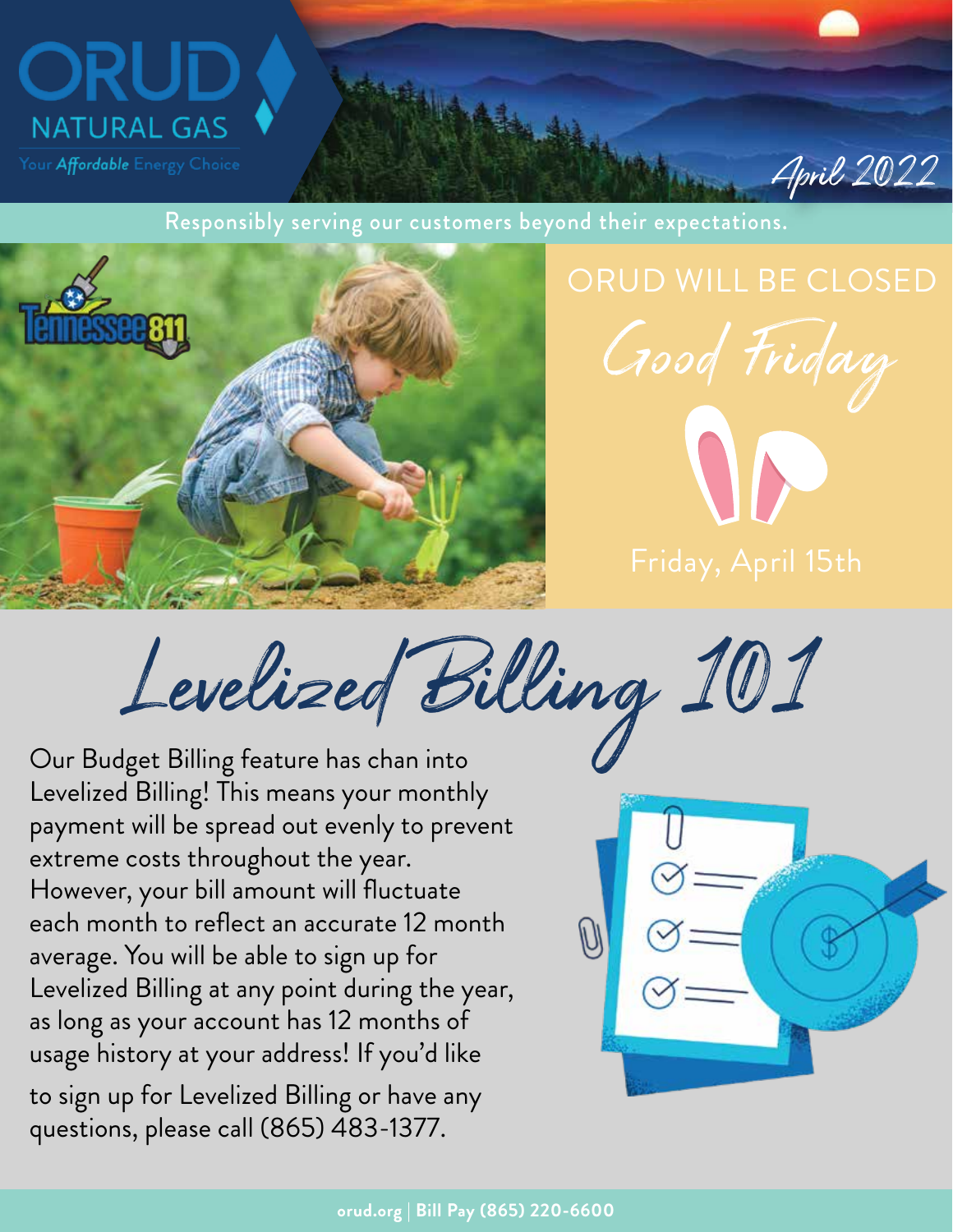# ORUD NATURAL GAS

Your *Affordable* Energy Choice

April 2022

Responsibly serving our customers beyond their expectations.

Tennessee 811

## ORUD WILL BE CLOSED

### Good Friday

Friday, April 15th

## Levelized Billing 101

Our Budget Billing feature has chan into Levelized Billing! This means your monthly payment will be spread out evenly to prevent extreme costs throughout the year. However, your bill amount will fluctuate each month to reflect an accurate 12 month average. You will be able to sign up for Levelized Billing at any point during the year, as long as your account has 12 months of usage history at your address! If you'd like to sign up for Levelized Billing or have any questions, please call (865) 483-1377.

**orud.org | Bill Pay (865) 220-6600**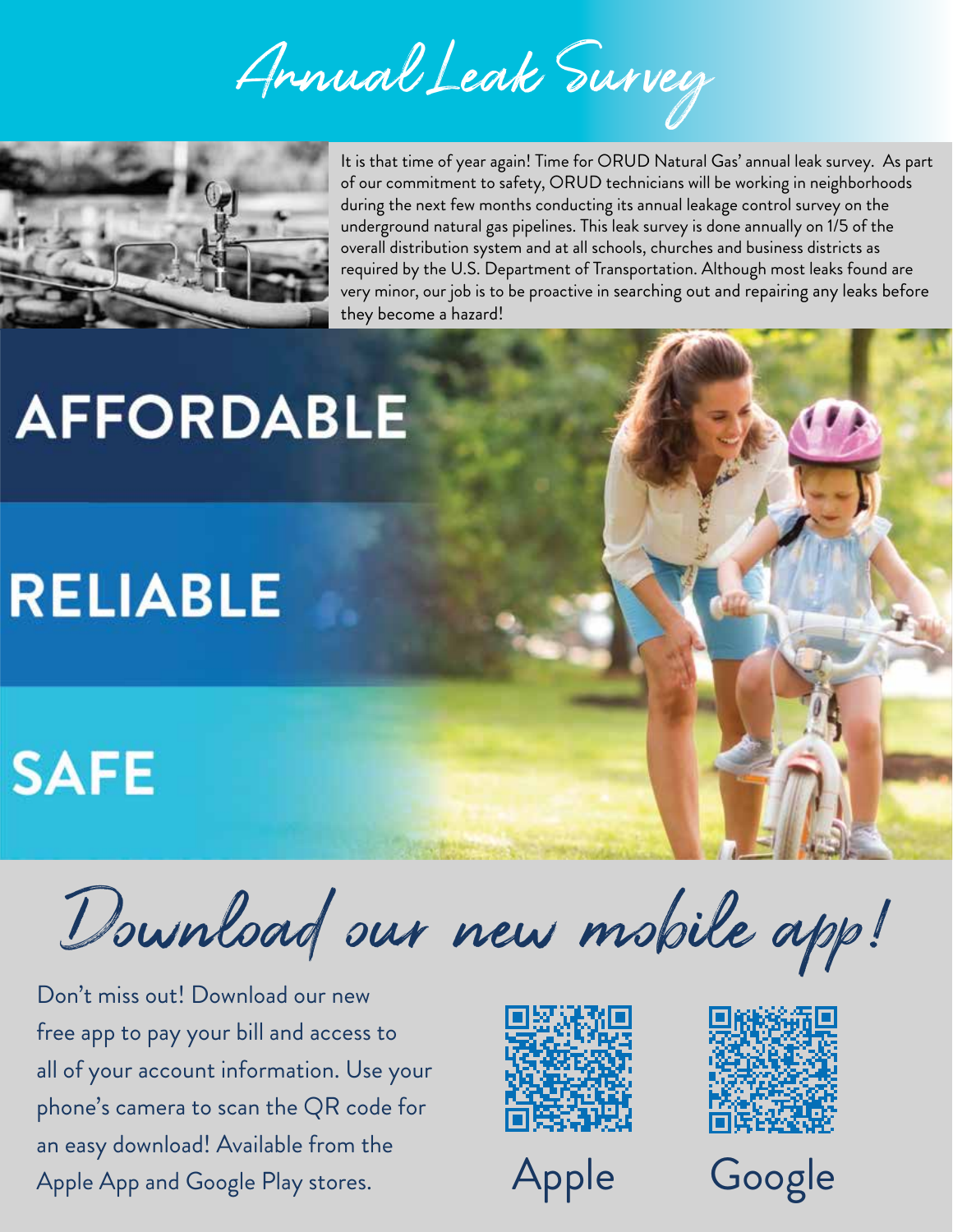# Annual Leak Survey

It is that time of year again! Time for ORUD Natural Gas' annual leak survey. As part of our commitment to safety, ORUD technicians will be working in neighborhoods during the next few months conducting its annual leakage control survey on the underground natural gas pipelines. This leak survey is done annually on 1/5 of the overall distribution system and at all schools, churches and business districts as required by the U.S. Department of Transportation. Although most leaks found are very minor, our job is to be proactive in searching out and repairing any leaks before they become a hazard!

**AFFORDABLE**

**RELIABLE**

**SAFE**

# Download our new mobile app!

Don't miss out! Download our new free app to pay your bill and access to all of your account information. Use your phone's camera to scan the QR code for an easy download! Available from the Apple App and Google Play stores.

Apple

Google